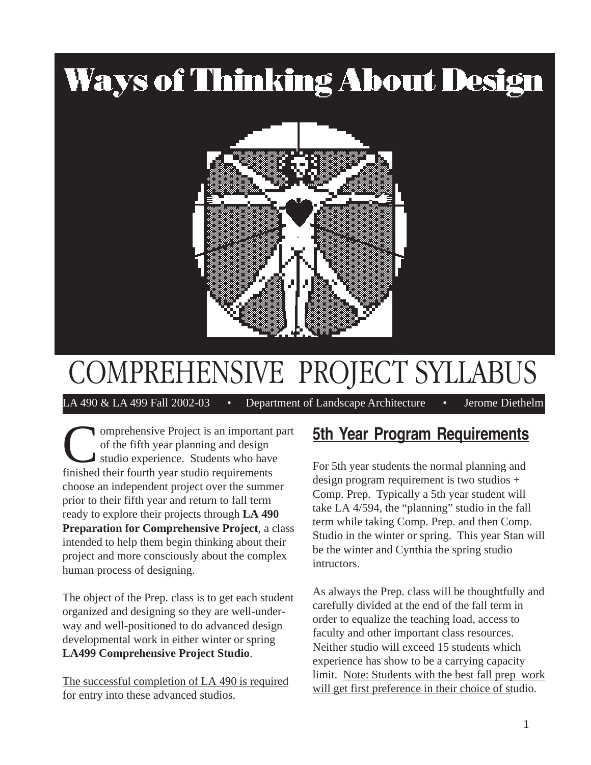# Ways of Thinking About Design

# COMPREHENSIVE PROJECT SYLLABUS

LA 490 & LA 499 Fall 2002-03 • Department of Landscape Architecture • Jerome Diethelm

Comprehensive Project is an important part of the fifth year planning and design studio experience. Students who have finished their fourth year studio requirements choose an independent project over the summer prior to their fifth year and return to fall term ready to explore their projects through **LA 490 Preparation for Comprehensive Project**, a class intended to help them begin thinking about their project and more consciously about the complex human process of designing.

The object of the Prep. class is to get each student organized and designing so they are well-under-way and well-positioned to do advanced design developmental work in either winter or spring **LA499 Comprehensive Project Studio**.

<u>The successful completion of LA 490 is required for entry into these advanced studios.</u>

## 5th Year Program Requirements

For 5th year students the normal planning and design program requirement is two studios + Comp. Prep. Typically a 5th year student will take LA 4/594, the "planning" studio in the fall term while taking Comp. Prep. and then Comp. Studio in the winter or spring. This year Stan will be the winter and Cynthia the spring studio intructors.

As always the Prep. class will be thoughtfully and carefully divided at the end of the fall term in order to equalize the teaching load, access to faculty and other important class resources. Neither studio will exceed 15 students which experience has show to be a carrying capacity limit. <u>Note: Students with the best fall prep work will get first preference in their choice of st</u>udio.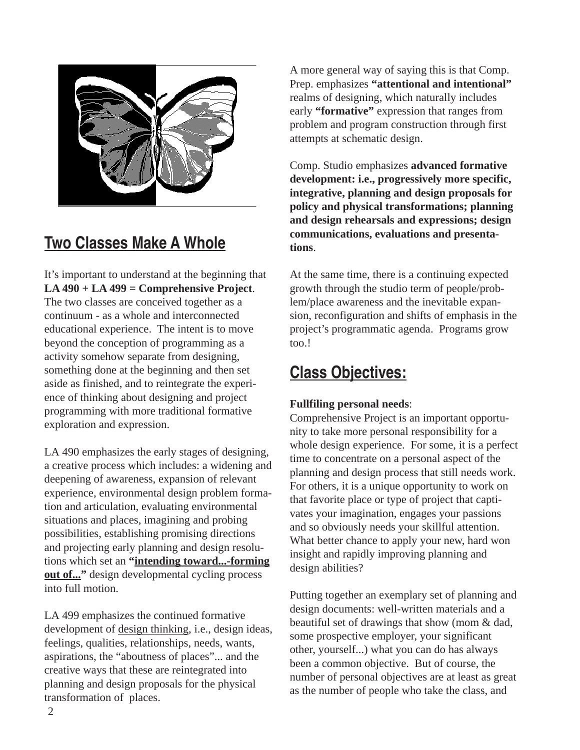## Two Classes Make A Whole

It's important to understand at the beginning that **LA 490 + LA 499 = Comprehensive Project**. The two classes are conceived together as a continuum - as a whole and interconnected educational experience. The intent is to move beyond the conception of programming as a activity somehow separate from designing, something done at the beginning and then set aside as finished, and to reintegrate the experience of thinking about designing and project programming with more traditional formative exploration and expression.

LA 490 emphasizes the early stages of designing, a creative process which includes: a widening and deepening of awareness, expansion of relevant experience, environmental design problem formation and articulation, evaluating environmental situations and places, imagining and probing possibilities, establishing promising directions and projecting early planning and design resolutions which set an **"intending toward...-forming out of..."** design developmental cycling process into full motion.

LA 499 emphasizes the continued formative development of design thinking, i.e., design ideas, feelings, qualities, relationships, needs, wants, aspirations, the "aboutness of places"... and the creative ways that these are reintegrated into planning and design proposals for the physical transformation of places.

A more general way of saying this is that Comp. Prep. emphasizes **"attentional and intentional"** realms of designing, which naturally includes early **"formative"** expression that ranges from problem and program construction through first attempts at schematic design.

Comp. Studio emphasizes **advanced formative development: i.e., progressively more specific, integrative, planning and design proposals for policy and physical transformations; planning and design rehearsals and expressions; design communications, evaluations and presentations**.

At the same time, there is a continuing expected growth through the studio term of people/problem/place awareness and the inevitable expansion, reconfiguration and shifts of emphasis in the project's programmatic agenda. Programs grow too.!

## Class Objectives:

**Fullfiling personal needs**:
Comprehensive Project is an important opportunity to take more personal responsibility for a whole design experience. For some, it is a perfect time to concentrate on a personal aspect of the planning and design process that still needs work. For others, it is a unique opportunity to work on that favorite place or type of project that captivates your imagination, engages your passions and so obviously needs your skillful attention. What better chance to apply your new, hard won insight and rapidly improving planning and design abilities?

Putting together an exemplary set of planning and design documents: well-written materials and a beautiful set of drawings that show (mom & dad, some prospective employer, your significant other, yourself...) what you can do has always been a common objective. But of course, the number of personal objectives are at least as great as the number of people who take the class, and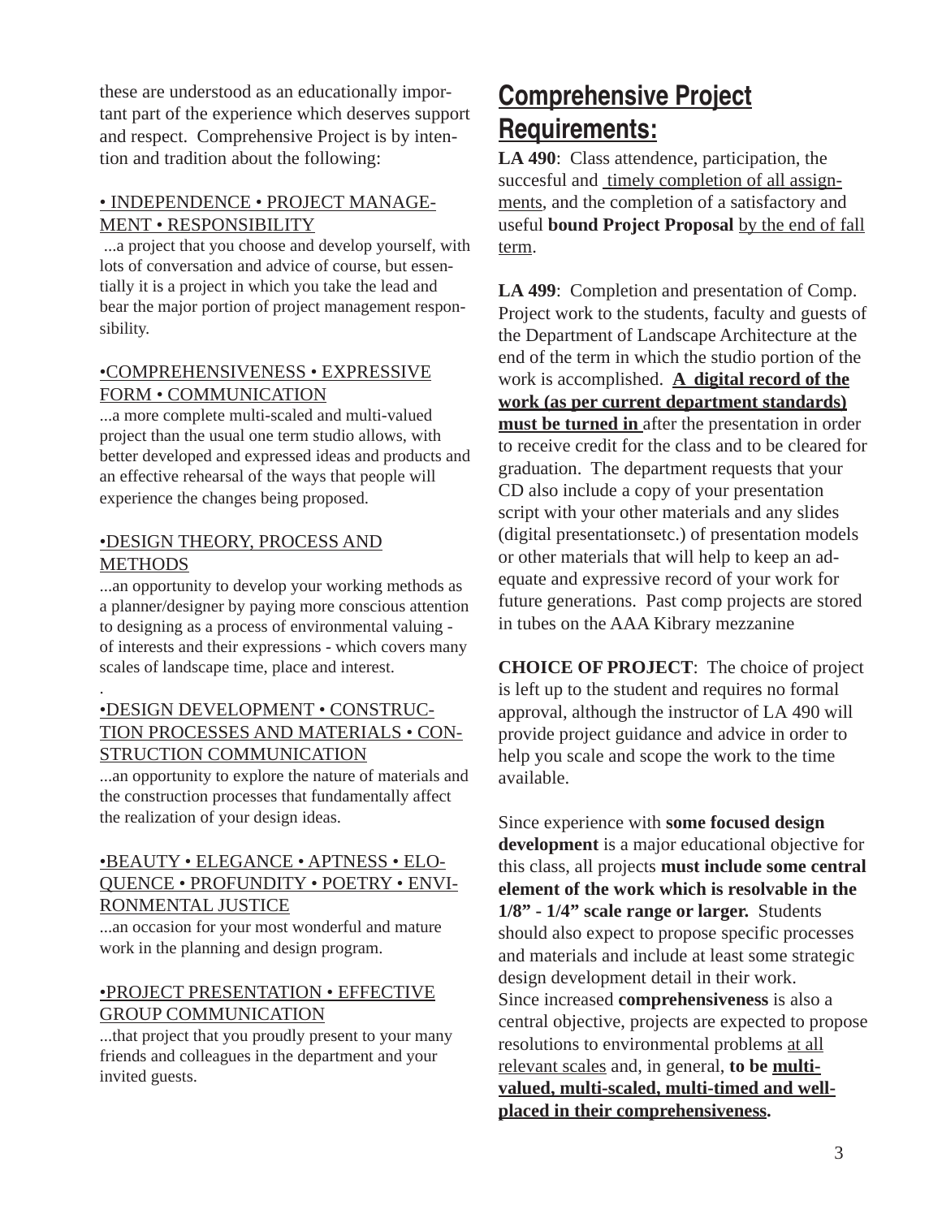these are understood as an educationally important part of the experience which deserves support and respect. Comprehensive Project is by intention and tradition about the following:

• INDEPENDENCE • PROJECT MANAGEMENT • RESPONSIBILITY

...a project that you choose and develop yourself, with lots of conversation and advice of course, but essentially it is a project in which you take the lead and bear the major portion of project management responsibility.

•COMPREHENSIVENESS • EXPRESSIVE FORM • COMMUNICATION

...a more complete multi-scaled and multi-valued project than the usual one term studio allows, with better developed and expressed ideas and products and an effective rehearsal of the ways that people will experience the changes being proposed.

•DESIGN THEORY, PROCESS AND METHODS

...an opportunity to develop your working methods as a planner/designer by paying more conscious attention to designing as a process of environmental valuing - of interests and their expressions - which covers many scales of landscape time, place and interest.

.

•DESIGN DEVELOPMENT • CONSTRUCTION PROCESSES AND MATERIALS • CONSTRUCTION COMMUNICATION

...an opportunity to explore the nature of materials and the construction processes that fundamentally affect the realization of your design ideas.

•BEAUTY • ELEGANCE • APTNESS • ELOQUENCE • PROFUNDITY • POETRY • ENVIRONMENTAL JUSTICE

...an occasion for your most wonderful and mature work in the planning and design program.

•PROJECT PRESENTATION • EFFECTIVE GROUP COMMUNICATION

...that project that you proudly present to your many friends and colleagues in the department and your invited guests.

## Comprehensive Project Requirements:

**LA 490**: Class attendence, participation, the succesful and timely completion of all assignments, and the completion of a satisfactory and useful **bound Project Proposal** by the end of fall term.

**LA 499**: Completion and presentation of Comp. Project work to the students, faculty and guests of the Department of Landscape Architecture at the end of the term in which the studio portion of the work is accomplished. **A digital record of the work (as per current department standards) must be turned in** after the presentation in order to receive credit for the class and to be cleared for graduation. The department requests that your CD also include a copy of your presentation script with your other materials and any slides (digital presentationsetc.) of presentation models or other materials that will help to keep an adequate and expressive record of your work for future generations. Past comp projects are stored in tubes on the AAA Kibrary mezzanine

**CHOICE OF PROJECT**: The choice of project is left up to the student and requires no formal approval, although the instructor of LA 490 will provide project guidance and advice in order to help you scale and scope the work to the time available.

Since experience with **some focused design development** is a major educational objective for this class, all projects **must include some central element of the work which is resolvable in the 1/8" - 1/4" scale range or larger.** Students should also expect to propose specific processes and materials and include at least some strategic design development detail in their work.
Since increased **comprehensiveness** is also a central objective, projects are expected to propose resolutions to environmental problems at all relevant scales and, in general, **to be multi-valued, multi-scaled, multi-timed and well-placed in their comprehensiveness.**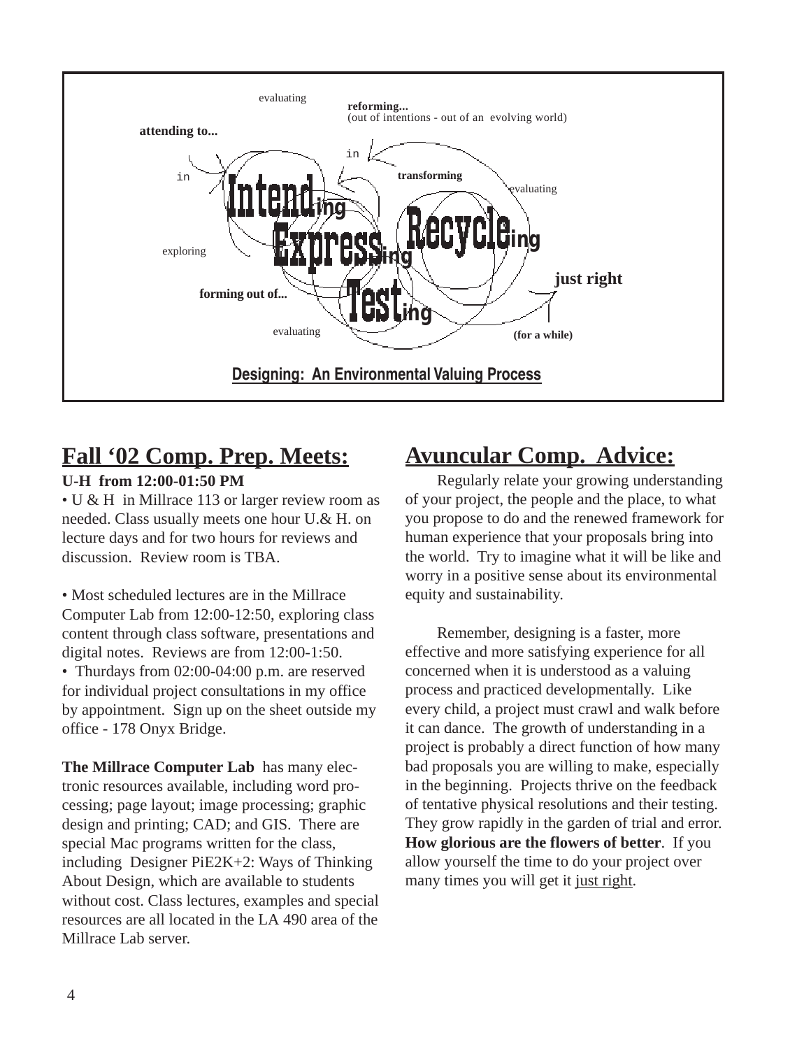evaluating

**reforming...**
(out of intentions - out of an evolving world)

**attending to...**

in

in

**transforming**

evaluating

Intending

Expressing

Recycleing

exploring

**just right**

Testing

**forming out of...**

evaluating

**(for a while)**

**Designing: An Environmental Valuing Process**

## Fall '02 Comp. Prep. Meets:

**U-H from 12:00-01:50 PM**

• U & H in Millrace 113 or larger review room as needed. Class usually meets one hour U.& H. on lecture days and for two hours for reviews and discussion. Review room is TBA.

• Most scheduled lectures are in the Millrace Computer Lab from 12:00-12:50, exploring class content through class software, presentations and digital notes. Reviews are from 12:00-1:50.

• Thurdays from 02:00-04:00 p.m. are reserved for individual project consultations in my office by appointment. Sign up on the sheet outside my office - 178 Onyx Bridge.

**The Millrace Computer Lab** has many electronic resources available, including word processing; page layout; image processing; graphic design and printing; CAD; and GIS. There are special Mac programs written for the class, including Designer PiE2K+2: Ways of Thinking About Design, which are available to students without cost. Class lectures, examples and special resources are all located in the LA 490 area of the Millrace Lab server.

## Avuncular Comp. Advice:

Regularly relate your growing understanding of your project, the people and the place, to what you propose to do and the renewed framework for human experience that your proposals bring into the world. Try to imagine what it will be like and worry in a positive sense about its environmental equity and sustainability.

Remember, designing is a faster, more effective and more satisfying experience for all concerned when it is understood as a valuing process and practiced developmentally. Like every child, a project must crawl and walk before it can dance. The growth of understanding in a project is probably a direct function of how many bad proposals you are willing to make, especially in the beginning. Projects thrive on the feedback of tentative physical resolutions and their testing. They grow rapidly in the garden of trial and error. **How glorious are the flowers of better**. If you allow yourself the time to do your project over many times you will get it just right.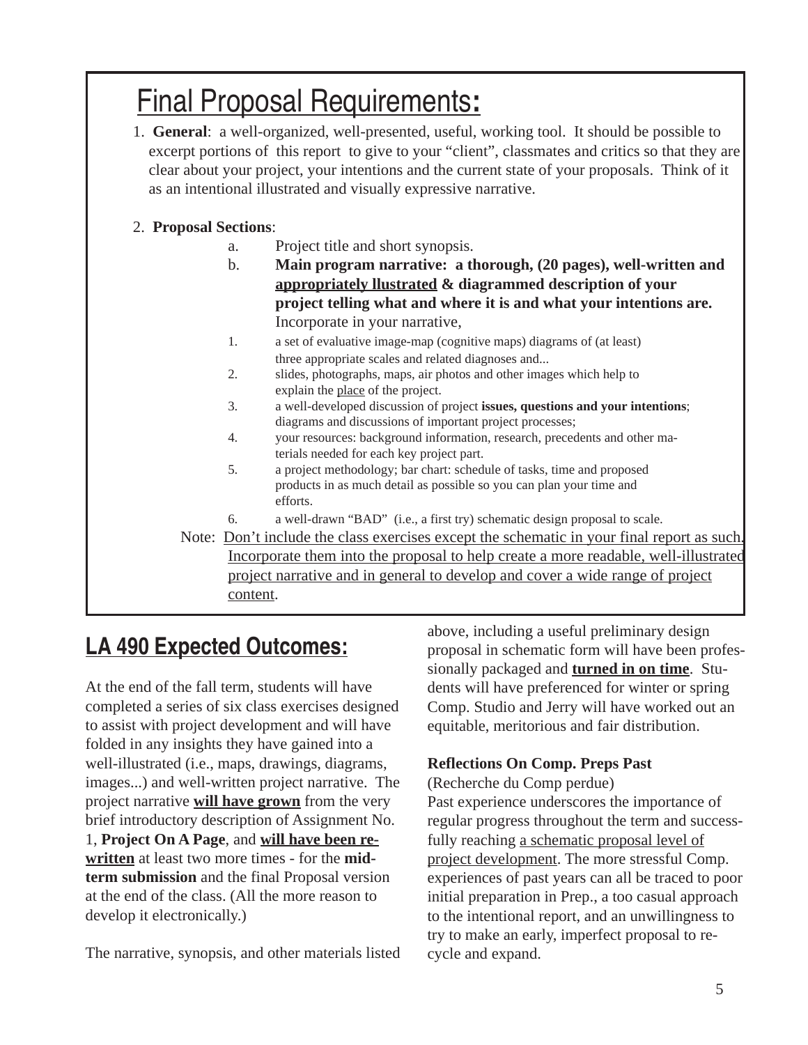## Final Proposal Requirements:

1. **General**: a well-organized, well-presented, useful, working tool. It should be possible to excerpt portions of this report to give to your "client", classmates and critics so that they are clear about your project, your intentions and the current state of your proposals. Think of it as an intentional illustrated and visually expressive narrative.

2. **Proposal Sections**:
   - a. Project title and short synopsis.
   - b. **Main program narrative: a thorough, (20 pages), well-written and <u>appropriately llustrated</u> & diagrammed description of your project telling what and where it is and what your intentions are.** Incorporate in your narrative,
     1. a set of evaluative image-map (cognitive maps) diagrams of (at least) three appropriate scales and related diagnoses and...
     2. slides, photographs, maps, air photos and other images which help to explain the <u>place</u> of the project.
     3. a well-developed discussion of project **issues, questions and your intentions**; diagrams and discussions of important project processes;
     4. your resources: background information, research, precedents and other materials needed for each key project part.
     5. a project methodology; bar chart: schedule of tasks, time and proposed products in as much detail as possible so you can plan your time and efforts.
     6. a well-drawn "BAD" (i.e., a first try) schematic design proposal to scale.

Note: <u>Don't include the class exercises except the schematic in your final report as such. Incorporate them into the proposal to help create a more readable, well-illustrated project narrative and in general to develop and cover a wide range of project content</u>.

## LA 490 Expected Outcomes:

At the end of the fall term, students will have completed a series of six class exercises designed to assist with project development and will have folded in any insights they have gained into a well-illustrated (i.e., maps, drawings, diagrams, images...) and well-written project narrative. The project narrative **<u>will have grown</u>** from the very brief introductory description of Assignment No. 1, **Project On A Page**, and **<u>will have been re-written</u>** at least two more times - for the **mid-term submission** and the final Proposal version at the end of the class. (All the more reason to develop it electronically.)

The narrative, synopsis, and other materials listed above, including a useful preliminary design proposal in schematic form will have been professionally packaged and **<u>turned in on time</u>**. Students will have preferenced for winter or spring Comp. Studio and Jerry will have worked out an equitable, meritorious and fair distribution.

**Reflections On Comp. Preps Past**
(Recherche du Comp perdue)
Past experience underscores the importance of regular progress throughout the term and successfully reaching <u>a schematic proposal level of project development</u>. The more stressful Comp. experiences of past years can all be traced to poor initial preparation in Prep., a too casual approach to the intentional report, and an unwillingness to try to make an early, imperfect proposal to recycle and expand.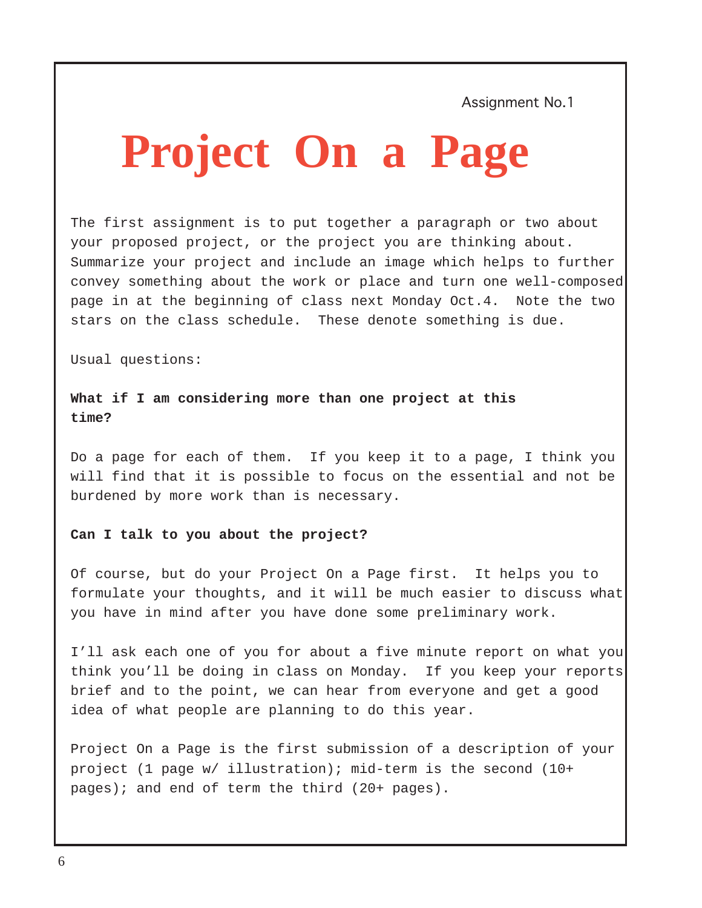Assignment No.1

# Project On a Page

The first assignment is to put together a paragraph or two about your proposed project, or the project you are thinking about. Summarize your project and include an image which helps to further convey something about the work or place and turn one well-composed page in at the beginning of class next Monday Oct.4. Note the two stars on the class schedule. These denote something is due.

Usual questions:

**What if I am considering more than one project at this time?**

Do a page for each of them. If you keep it to a page, I think you will find that it is possible to focus on the essential and not be burdened by more work than is necessary.

**Can I talk to you about the project?**

Of course, but do your Project On a Page first. It helps you to formulate your thoughts, and it will be much easier to discuss what you have in mind after you have done some preliminary work.

I'll ask each one of you for about a five minute report on what you think you'll be doing in class on Monday. If you keep your reports brief and to the point, we can hear from everyone and get a good idea of what people are planning to do this year.

Project On a Page is the first submission of a description of your project (1 page w/ illustration); mid-term is the second (10+ pages); and end of term the third (20+ pages).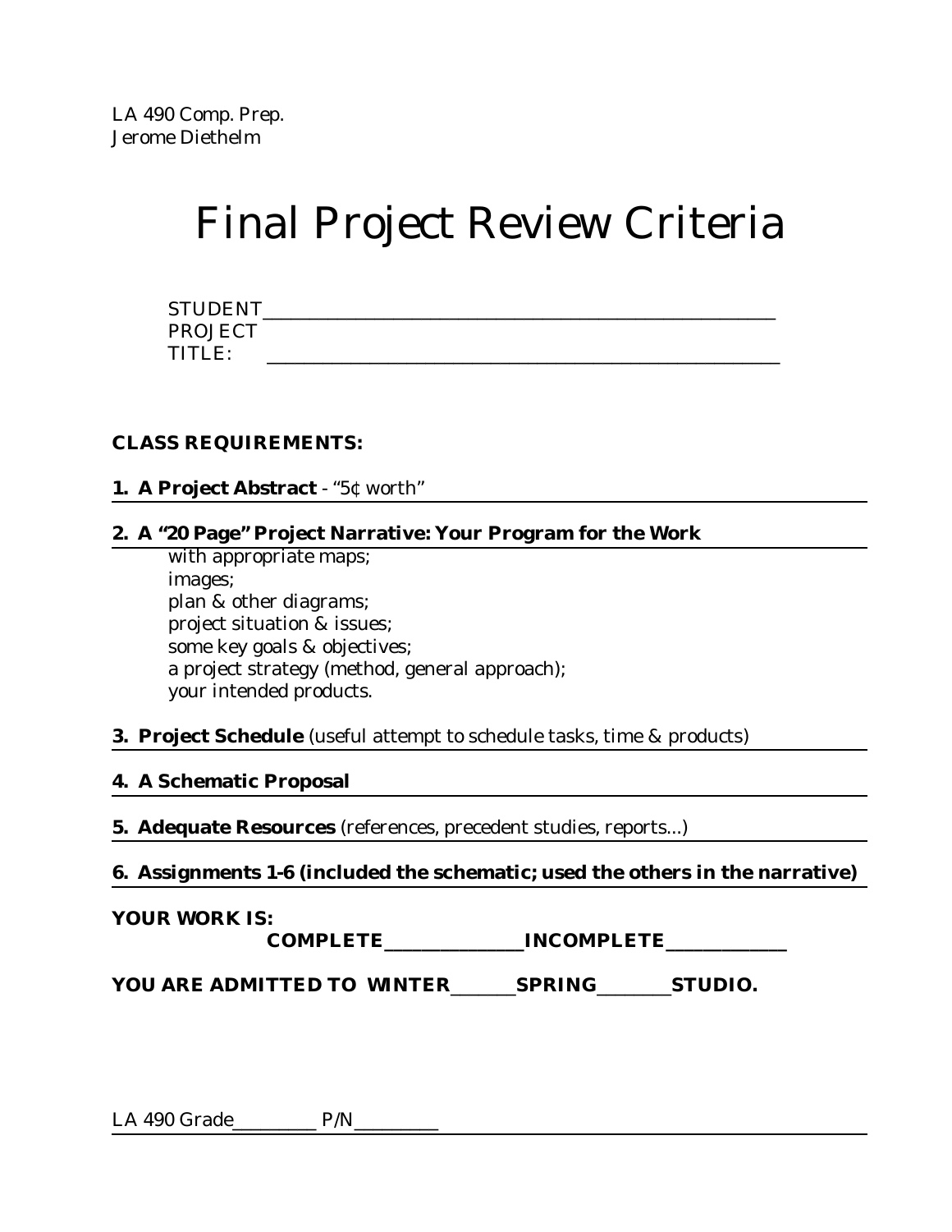LA 490 Comp. Prep.
Jerome Diethelm

# Final Project Review Criteria

STUDENT_______________________________________________

PROJECT TITLE: _______________________________________________

**CLASS REQUIREMENTS:**

**1. A Project Abstract** - "5¢ worth"

**2. A "20 Page" Project Narrative: Your Program for the Work**

- with appropriate maps;
- images;
- plan & other diagrams;
- project situation & issues;
- some key goals & objectives;
- a project strategy (method, general approach);
- your intended products.

**3. Project Schedule** (useful attempt to schedule tasks, time & products)

**4. A Schematic Proposal**

**5. Adequate Resources** (references, precedent studies, reports...)

**6. Assignments 1-6 (included the schematic; used the others in the narrative)**

**YOUR WORK IS:**

**COMPLETE**_______________**INCOMPLETE**_____________

**YOU ARE ADMITTED TO WINTER**_______**SPRING**________**STUDIO.**

LA 490 Grade__________ P/N__________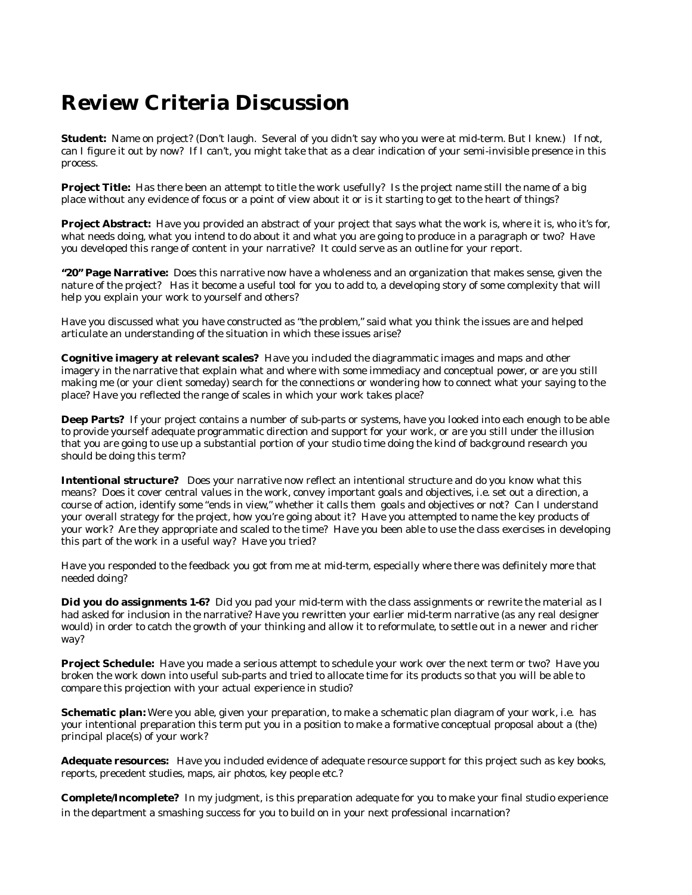# Review Criteria Discussion

**Student:** Name on project? (Don't laugh. Several of you didn't say who you were at mid-term. But I knew.) If not, can I figure it out by now? If I can't, you might take that as a clear indication of your semi-invisible presence in this process.

**Project Title:** Has there been an attempt to title the work usefully? Is the project name still the name of a big place without any evidence of focus or a point of view about it or is it starting to get to the heart of things?

**Project Abstract:** Have you provided an abstract of your project that says what the work is, where it is, who it's for, what needs doing, what you intend to do about it and what you are going to produce in a paragraph or two? Have you developed this range of content in your narrative? It could serve as an outline for your report.

**"20" Page Narrative:** Does this narrative now have a wholeness and an organization that makes sense, given the nature of the project? Has it become a useful tool for you to add to, a developing story of some complexity that will help you explain your work to yourself and others?

Have you discussed what you have constructed as "the problem," said what you think the issues are and helped articulate an understanding of the situation in which these issues arise?

**Cognitive imagery at relevant scales?** Have you included the diagrammatic images and maps and other imagery in the narrative that explain what and where with some immediacy and conceptual power, or are you still making me (or your client someday) search for the connections or wondering how to connect what your saying to the place? Have you reflected the range of scales in which your work takes place?

**Deep Parts?** If your project contains a number of sub-parts or systems, have you looked into each enough to be able to provide yourself adequate programmatic direction and support for your work, or are you still under the illusion that you are going to use up a substantial portion of your studio time doing the kind of background research you should be doing this term?

**Intentional structure?** Does your narrative now reflect an intentional structure and do you know what this means? Does it cover central values in the work, convey important goals and objectives, i.e. set out a direction, a course of action, identify some "ends in view," whether it calls them goals and objectives or not? Can I understand your overall strategy for the project, how you're going about it? Have you attempted to name the key products of your work? Are they appropriate and scaled to the time? Have you been able to use the class exercises in developing this part of the work in a useful way? Have you tried?

Have you responded to the feedback you got from me at mid-term, especially where there was definitely more that needed doing?

**Did you do assignments 1-6?** Did you pad your mid-term with the class assignments or rewrite the material as I had asked for inclusion in the narrative? Have you rewritten your earlier mid-term narrative (as any real designer would) in order to catch the growth of your thinking and allow it to reformulate, to settle out in a newer and richer way?

**Project Schedule:** Have you made a serious attempt to schedule your work over the next term or two? Have you broken the work down into useful sub-parts and tried to allocate time for its products so that you will be able to compare this projection with your actual experience in studio?

**Schematic plan:** Were you able, given your preparation, to make a schematic plan diagram of your work, i.e. has your intentional preparation this term put you in a position to make a formative conceptual proposal about a (the) principal place(s) of your work?

**Adequate resources:** Have you included evidence of adequate resource support for this project such as key books, reports, precedent studies, maps, air photos, key people etc.?

**Complete/Incomplete?** In my judgment, is this preparation adequate for you to make your final studio experience in the department a smashing success for you to build on in your next professional incarnation?